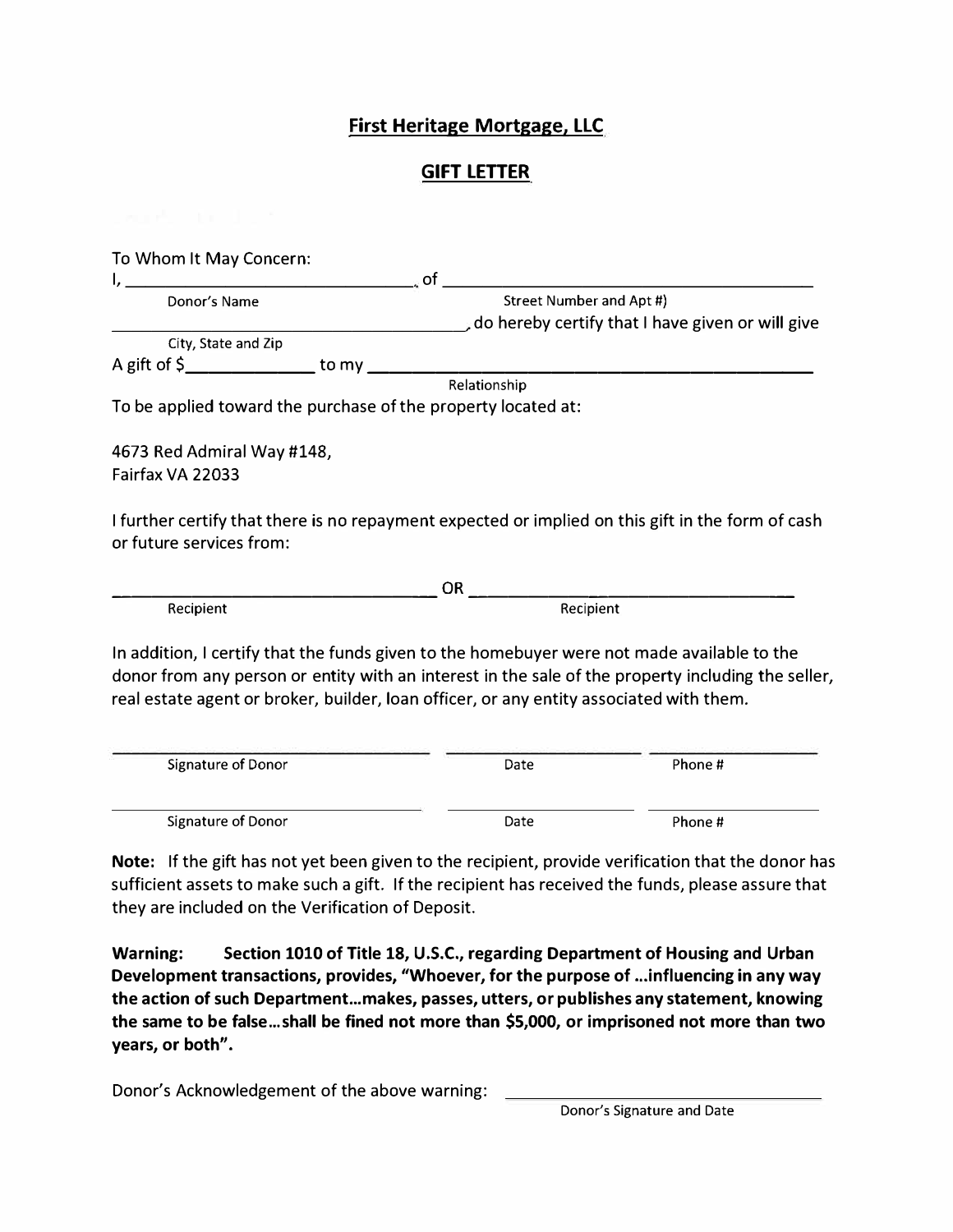## First Heritage Mortgage, LLC

## GIFT LETTER

To Whom It May Concern:

I, ______________________________, of ____________________________________
Donor's Name Street Number and Apt #)

____________________________________, do hereby certify that I have given or will give
City, State and Zip

A gift of $____________ to my ________________________________________
Relationship

To be applied toward the purchase of the property located at:

4673 Red Admiral Way #148,
Fairfax VA 22033

I further certify that there is no repayment expected or implied on this gift in the form of cash or future services from:

______________________________ OR ______________________________
Recipient Recipient

In addition, I certify that the funds given to the homebuyer were not made available to the donor from any person or entity with an interest in the sale of the property including the seller, real estate agent or broker, builder, loan officer, or any entity associated with them.

______________________________ ____________________ ________________
Signature of Donor Date Phone #

______________________________ ____________________ ________________
Signature of Donor Date Phone #

**Note:** If the gift has not yet been given to the recipient, provide verification that the donor has sufficient assets to make such a gift. If the recipient has received the funds, please assure that they are included on the Verification of Deposit.

**Warning: Section 1010 of Title 18, U.S.C., regarding Department of Housing and Urban Development transactions, provides, "Whoever, for the purpose of ...influencing in any way the action of such Department...makes, passes, utters, or publishes any statement, knowing the same to be false...shall be fined not more than $5,000, or imprisoned not more than two years, or both".**

Donor's Acknowledgement of the above warning: ______________________________
Donor's Signature and Date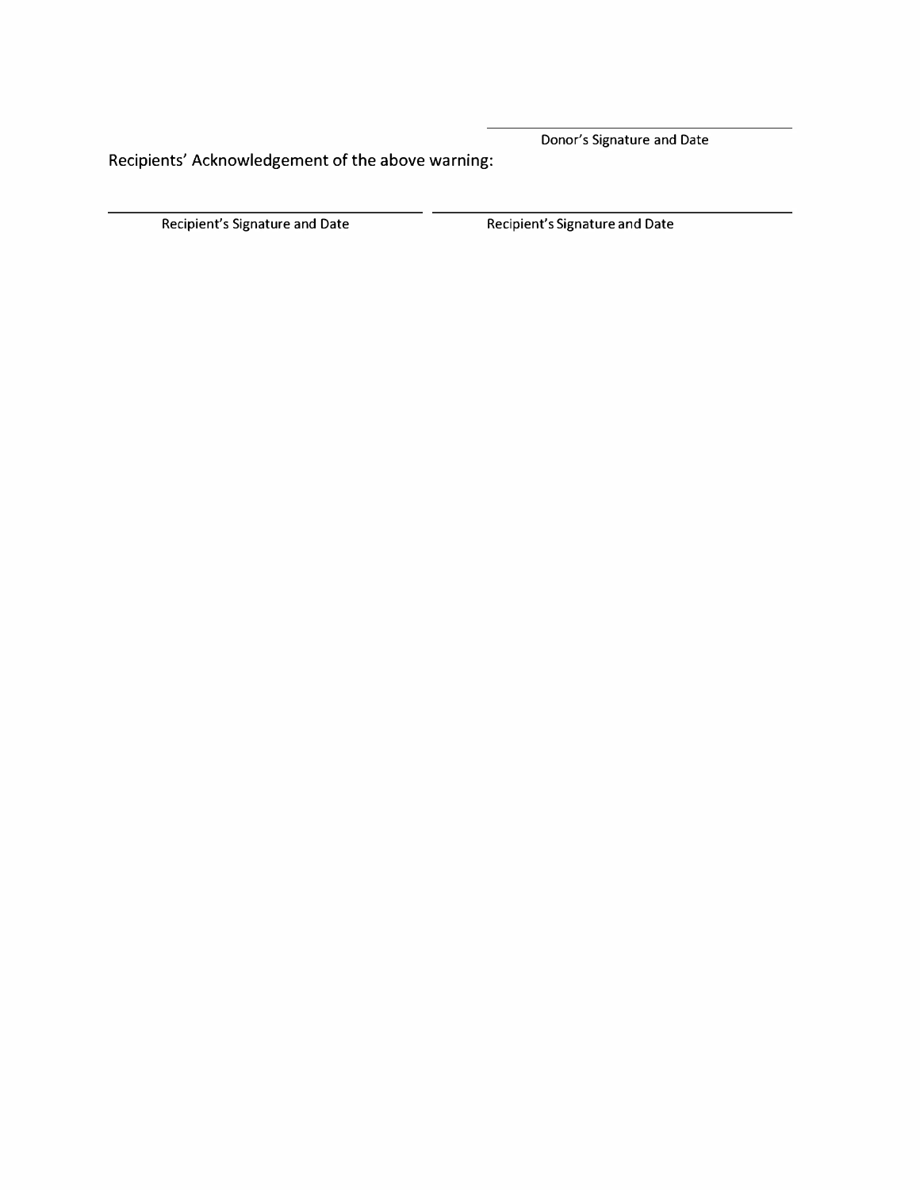\_\_\_\_\_\_\_\_\_\_\_\_\_\_\_\_\_\_\_\_\_\_\_\_\_\_\_\_\_\_\_\_\_\_\_\_\_\_\_\_

Donor's Signature and Date

Recipients' Acknowledgement of the above warning:

| | |
|---|---|
| \_\_\_\_\_\_\_\_\_\_\_\_\_\_\_\_\_\_\_\_\_\_\_\_\_\_\_\_\_\_\_\_\_\_\_\_\_\_\_\_ | \_\_\_\_\_\_\_\_\_\_\_\_\_\_\_\_\_\_\_\_\_\_\_\_\_\_\_\_\_\_\_\_\_\_\_\_\_\_\_\_ |
| Recipient's Signature and Date | Recipient's Signature and Date |